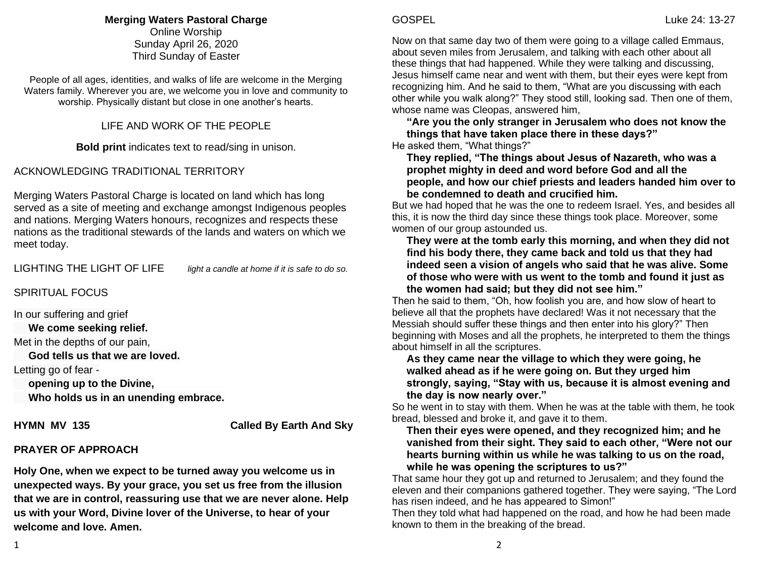**Merging Waters Pastoral Charge**
Online Worship
Sunday April 26, 2020
Third Sunday of Easter

People of all ages, identities, and walks of life are welcome in the Merging Waters family. Wherever you are, we welcome you in love and community to worship. Physically distant but close in one another's hearts.

LIFE AND WORK OF THE PEOPLE

**Bold print** indicates text to read/sing in unison.

ACKNOWLEDGING TRADITIONAL TERRITORY

Merging Waters Pastoral Charge is located on land which has long served as a site of meeting and exchange amongst Indigenous peoples and nations. Merging Waters honours, recognizes and respects these nations as the traditional stewards of the lands and waters on which we meet today.

LIGHTING THE LIGHT OF LIFE *light a candle at home if it is safe to do so.*

SPIRITUAL FOCUS

In our suffering and grief
**We come seeking relief.**
Met in the depths of our pain,
**God tells us that we are loved.**
Letting go of fear -
**opening up to the Divine,**
**Who holds us in an unending embrace.**

**HYMN MV 135 Called By Earth And Sky**

**PRAYER OF APPROACH**

**Holy One, when we expect to be turned away you welcome us in unexpected ways. By your grace, you set us free from the illusion that we are in control, reassuring use that we are never alone. Help us with your Word, Divine lover of the Universe, to hear of your welcome and love. Amen.**

GOSPEL Luke 24: 13-27

Now on that same day two of them were going to a village called Emmaus, about seven miles from Jerusalem, and talking with each other about all these things that had happened. While they were talking and discussing, Jesus himself came near and went with them, but their eyes were kept from recognizing him. And he said to them, "What are you discussing with each other while you walk along?" They stood still, looking sad. Then one of them, whose name was Cleopas, answered him,
**"Are you the only stranger in Jerusalem who does not know the things that have taken place there in these days?"**
He asked them, "What things?"
**They replied, "The things about Jesus of Nazareth, who was a prophet mighty in deed and word before God and all the people, and how our chief priests and leaders handed him over to be condemned to death and crucified him.**
But we had hoped that he was the one to redeem Israel. Yes, and besides all this, it is now the third day since these things took place. Moreover, some women of our group astounded us.
**They were at the tomb early this morning, and when they did not find his body there, they came back and told us that they had indeed seen a vision of angels who said that he was alive. Some of those who were with us went to the tomb and found it just as the women had said; but they did not see him."**
Then he said to them, "Oh, how foolish you are, and how slow of heart to believe all that the prophets have declared! Was it not necessary that the Messiah should suffer these things and then enter into his glory?" Then beginning with Moses and all the prophets, he interpreted to them the things about himself in all the scriptures.
**As they came near the village to which they were going, he walked ahead as if he were going on. But they urged him strongly, saying, "Stay with us, because it is almost evening and the day is now nearly over."**
So he went in to stay with them. When he was at the table with them, he took bread, blessed and broke it, and gave it to them.
**Then their eyes were opened, and they recognized him; and he vanished from their sight. They said to each other, "Were not our hearts burning within us while he was talking to us on the road, while he was opening the scriptures to us?"**
That same hour they got up and returned to Jerusalem; and they found the eleven and their companions gathered together. They were saying, "The Lord has risen indeed, and he has appeared to Simon!"
Then they told what had happened on the road, and how he had been made known to them in the breaking of the bread.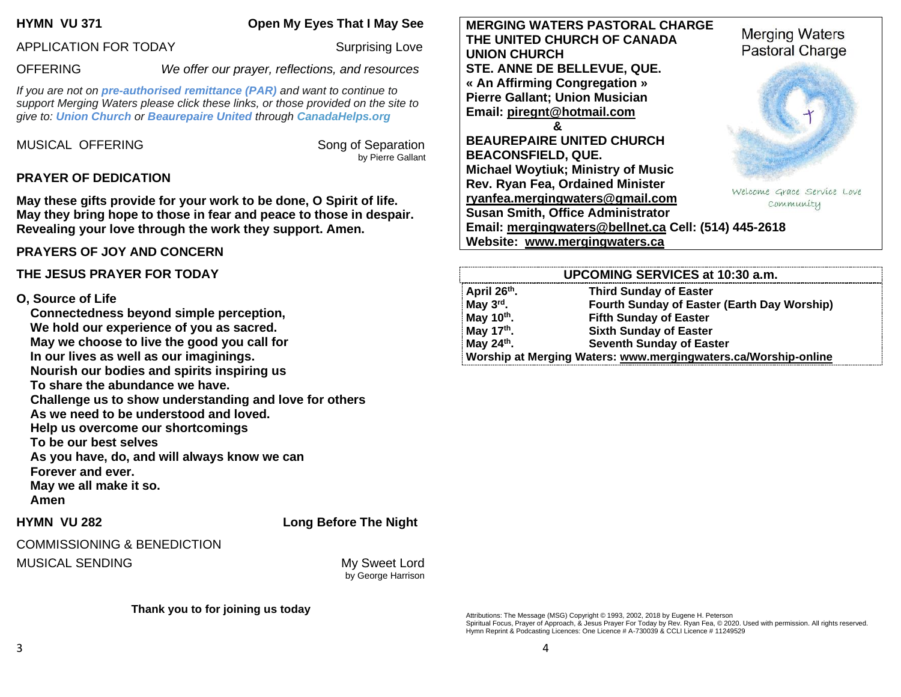**HYMN VU 371** **Open My Eyes That I May See**

APPLICATION FOR TODAY Surprising Love

OFFERING *We offer our prayer, reflections, and resources*

*If you are not on* ***pre-authorised remittance (PAR)*** *and want to continue to support Merging Waters please click these links, or those provided on the site to give to:* ***Union Church*** *or* ***Beaurepaire United*** *through* ***CanadaHelps.org***

MUSICAL OFFERING Song of Separation
by Pierre Gallant

**PRAYER OF DEDICATION**

**May these gifts provide for your work to be done, O Spirit of life. May they bring hope to those in fear and peace to those in despair. Revealing your love through the work they support. Amen.**

**PRAYERS OF JOY AND CONCERN**

**THE JESUS PRAYER FOR TODAY**

**O, Source of Life**
**Connectedness beyond simple perception,**
**We hold our experience of you as sacred.**
**May we choose to live the good you call for**
**In our lives as well as our imaginings.**
**Nourish our bodies and spirits inspiring us**
**To share the abundance we have.**
**Challenge us to show understanding and love for others**
**As we need to be understood and loved.**
**Help us overcome our shortcomings**
**To be our best selves**
**As you have, do, and will always know we can**
**Forever and ever.**
**May we all make it so.**
**Amen**

**HYMN VU 282** **Long Before The Night**

COMMISSIONING & BENEDICTION

MUSICAL SENDING My Sweet Lord
by George Harrison

**Thank you to for joining us today**

**MERGING WATERS PASTORAL CHARGE**
**THE UNITED CHURCH OF CANADA**
**UNION CHURCH**
**STE. ANNE DE BELLEVUE, QUE.**
**« An Affirming Congregation »**
**Pierre Gallant; Union Musician**
**Email: piregnt@hotmail.com**
**&**
**BEAUREPAIRE UNITED CHURCH**
**BEACONSFIELD, QUE.**
**Michael Woytiuk; Ministry of Music**
**Rev. Ryan Fea, Ordained Minister**
**ryanfea.mergingwaters@gmail.com**
**Susan Smith, Office Administrator**
**Email: mergingwaters@bellnet.ca Cell: (514) 445-2618**
**Website: www.mergingwaters.ca**

Merging Waters Pastoral Charge

Welcome Grace Service Love Community

| UPCOMING SERVICES at 10:30 a.m. | |
|---|---|
| April 26th. | Third Sunday of Easter |
| May 3rd. | Fourth Sunday of Easter (Earth Day Worship) |
| May 10th. | Fifth Sunday of Easter |
| May 17th. | Sixth Sunday of Easter |
| May 24th. | Seventh Sunday of Easter |
| Worship at Merging Waters: www.mergingwaters.ca/Worship-online | |

Attributions: The Message (MSG) Copyright © 1993, 2002, 2018 by Eugene H. Peterson
Spiritual Focus, Prayer of Approach, & Jesus Prayer For Today by Rev. Ryan Fea, © 2020. Used with permission. All rights reserved.
Hymn Reprint & Podcasting Licences: One Licence # A-730039 & CCLI Licence # 11249529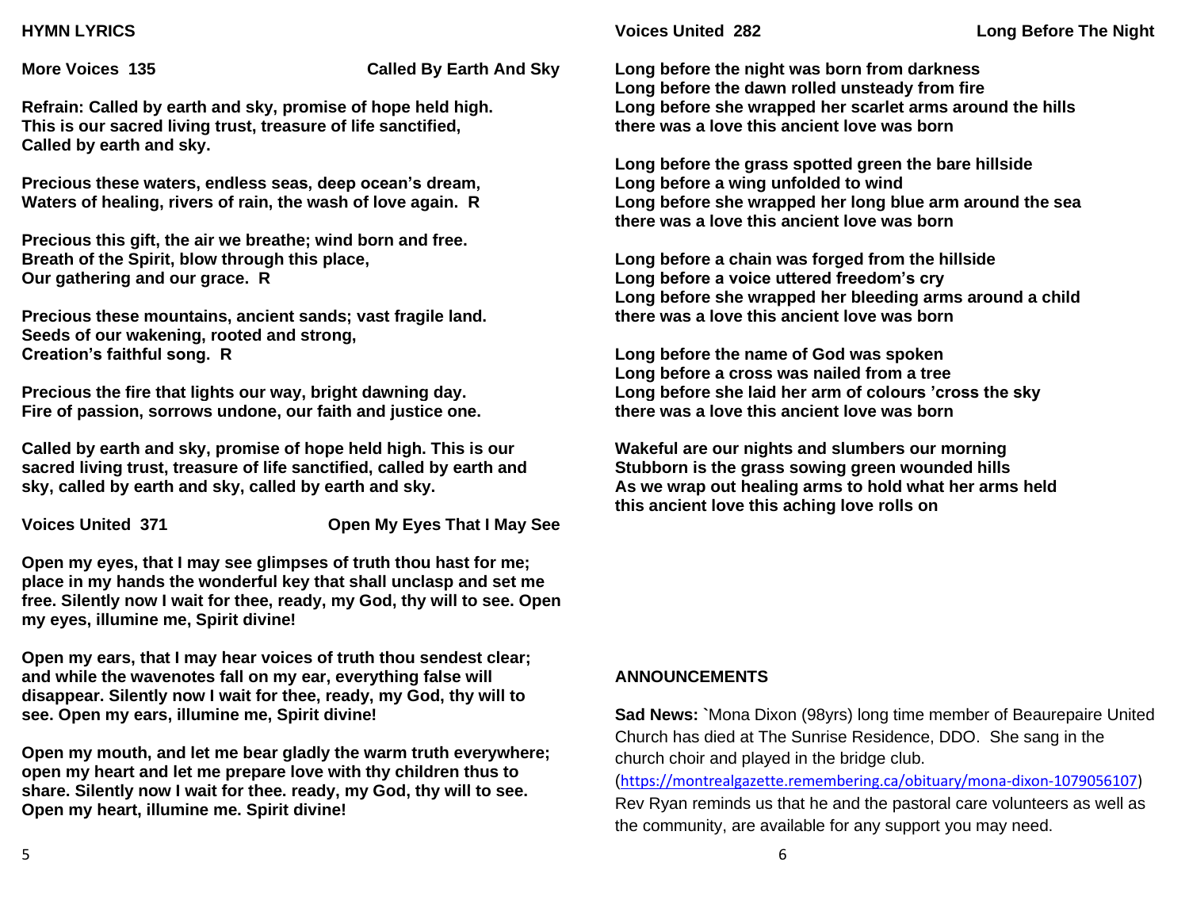**HYMN LYRICS**

**More Voices 135 — Called By Earth And Sky**

**Refrain: Called by earth and sky, promise of hope held high.
This is our sacred living trust, treasure of life sanctified,
Called by earth and sky.**

**Precious these waters, endless seas, deep ocean's dream,
Waters of healing, rivers of rain, the wash of love again. R**

**Precious this gift, the air we breathe; wind born and free.
Breath of the Spirit, blow through this place,
Our gathering and our grace. R**

**Precious these mountains, ancient sands; vast fragile land.
Seeds of our wakening, rooted and strong,
Creation's faithful song. R**

**Precious the fire that lights our way, bright dawning day.
Fire of passion, sorrows undone, our faith and justice one.**

**Called by earth and sky, promise of hope held high. This is our sacred living trust, treasure of life sanctified, called by earth and sky, called by earth and sky, called by earth and sky.**

**Voices United 371 — Open My Eyes That I May See**

**Open my eyes, that I may see glimpses of truth thou hast for me; place in my hands the wonderful key that shall unclasp and set me free. Silently now I wait for thee, ready, my God, thy will to see. Open my eyes, illumine me, Spirit divine!**

**Open my ears, that I may hear voices of truth thou sendest clear; and while the wavenotes fall on my ear, everything false will disappear. Silently now I wait for thee, ready, my God, thy will to see. Open my ears, illumine me, Spirit divine!**

**Open my mouth, and let me bear gladly the warm truth everywhere; open my heart and let me prepare love with thy children thus to share. Silently now I wait for thee. ready, my God, thy will to see. Open my heart, illumine me. Spirit divine!**

**Voices United 282 — Long Before The Night**

**Long before the night was born from darkness
Long before the dawn rolled unsteady from fire
Long before she wrapped her scarlet arms around the hills
there was a love this ancient love was born**

**Long before the grass spotted green the bare hillside
Long before a wing unfolded to wind
Long before she wrapped her long blue arm around the sea
there was a love this ancient love was born**

**Long before a chain was forged from the hillside
Long before a voice uttered freedom's cry
Long before she wrapped her bleeding arms around a child
there was a love this ancient love was born**

**Long before the name of God was spoken
Long before a cross was nailed from a tree
Long before she laid her arm of colours 'cross the sky
there was a love this ancient love was born**

**Wakeful are our nights and slumbers our morning
Stubborn is the grass sowing green wounded hills
As we wrap out healing arms to hold what her arms held
this ancient love this aching love rolls on**

**ANNOUNCEMENTS**

**Sad News:** `Mona Dixon (98yrs) long time member of Beaurepaire United Church has died at The Sunrise Residence, DDO. She sang in the church choir and played in the bridge club. (https://montrealgazette.remembering.ca/obituary/mona-dixon-1079056107) Rev Ryan reminds us that he and the pastoral care volunteers as well as the community, are available for any support you may need.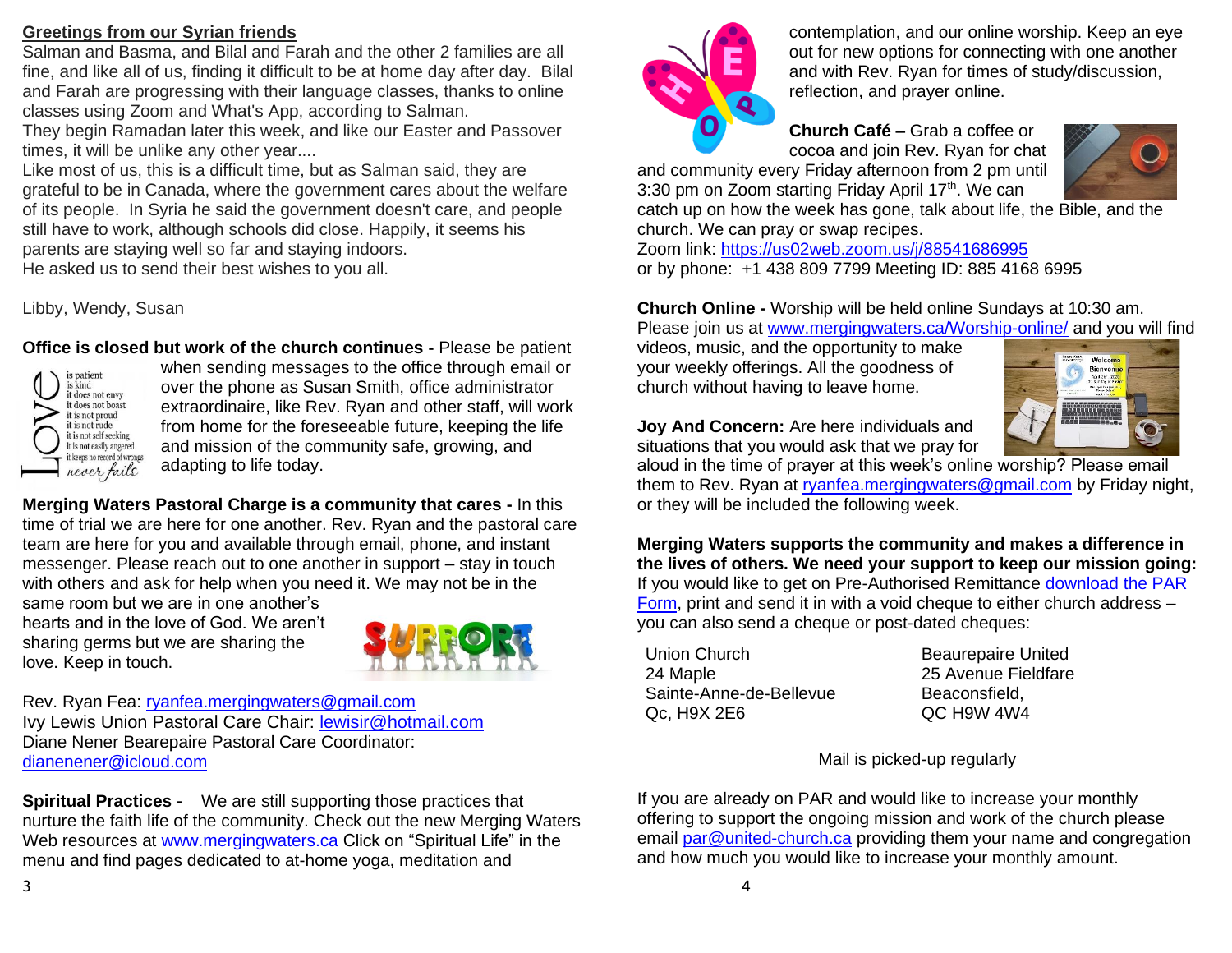## Greetings from our Syrian friends

Salman and Basma, and Bilal and Farah and the other 2 families are all fine, and like all of us, finding it difficult to be at home day after day. Bilal and Farah are progressing with their language classes, thanks to online classes using Zoom and What's App, according to Salman.
They begin Ramadan later this week, and like our Easter and Passover times, it will be unlike any other year....
Like most of us, this is a difficult time, but as Salman said, they are grateful to be in Canada, where the government cares about the welfare of its people. In Syria he said the government doesn't care, and people still have to work, although schools did close. Happily, it seems his parents are staying well so far and staying indoors.
He asked us to send their best wishes to you all.

Libby, Wendy, Susan

**Office is closed but work of the church continues -** Please be patient when sending messages to the office through email or over the phone as Susan Smith, office administrator extraordinaire, like Rev. Ryan and other staff, will work from home for the foreseeable future, keeping the life and mission of the community safe, growing, and adapting to life today.

**Merging Waters Pastoral Charge is a community that cares -** In this time of trial we are here for one another. Rev. Ryan and the pastoral care team are here for you and available through email, phone, and instant messenger. Please reach out to one another in support – stay in touch with others and ask for help when you need it. We may not be in the same room but we are in one another's hearts and in the love of God. We aren't sharing germs but we are sharing the love. Keep in touch.

Rev. Ryan Fea: ryanfea.mergingwaters@gmail.com
Ivy Lewis Union Pastoral Care Chair: lewisir@hotmail.com
Diane Nener Bearepaire Pastoral Care Coordinator: dianenener@icloud.com

**Spiritual Practices -** We are still supporting those practices that nurture the faith life of the community. Check out the new Merging Waters Web resources at www.mergingwaters.ca Click on "Spiritual Life" in the menu and find pages dedicated to at-home yoga, meditation and contemplation, and our online worship. Keep an eye out for new options for connecting with one another and with Rev. Ryan for times of study/discussion, reflection, and prayer online.

**Church Café –** Grab a coffee or cocoa and join Rev. Ryan for chat and community every Friday afternoon from 2 pm until 3:30 pm on Zoom starting Friday April 17th. We can catch up on how the week has gone, talk about life, the Bible, and the church. We can pray or swap recipes.
Zoom link: https://us02web.zoom.us/j/88541686995
or by phone: +1 438 809 7799 Meeting ID: 885 4168 6995

**Church Online -** Worship will be held online Sundays at 10:30 am. Please join us at www.mergingwaters.ca/Worship-online/ and you will find videos, music, and the opportunity to make your weekly offerings. All the goodness of church without having to leave home.

**Joy And Concern:** Are here individuals and situations that you would ask that we pray for aloud in the time of prayer at this week's online worship? Please email them to Rev. Ryan at ryanfea.mergingwaters@gmail.com by Friday night, or they will be included the following week.

**Merging Waters supports the community and makes a difference in the lives of others. We need your support to keep our mission going:** If you would like to get on Pre-Authorised Remittance download the PAR Form, print and send it in with a void cheque to either church address – you can also send a cheque or post-dated cheques:

Union Church
24 Maple
Sainte-Anne-de-Bellevue
Qc, H9X 2E6

Beaurepaire United
25 Avenue Fieldfare
Beaconsfield,
QC H9W 4W4

Mail is picked-up regularly

If you are already on PAR and would like to increase your monthly offering to support the ongoing mission and work of the church please email par@united-church.ca providing them your name and congregation and how much you would like to increase your monthly amount.